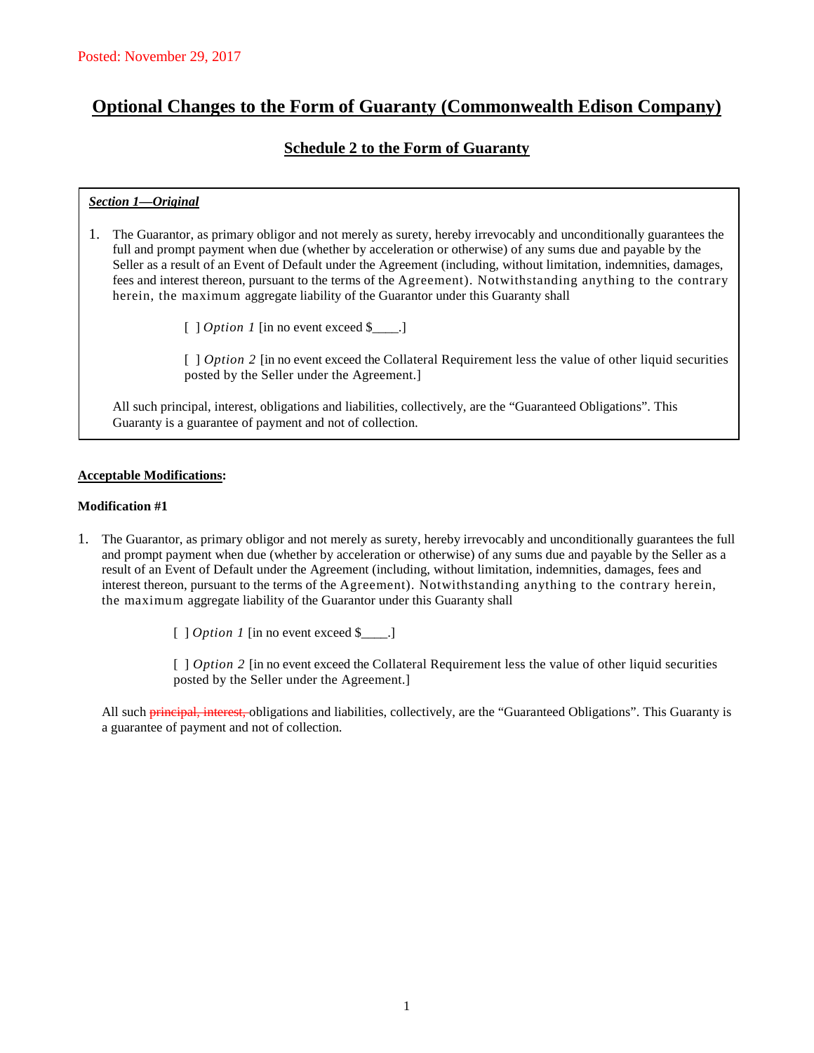Posted: November 29, 2017

# Optional Changes to the Form of Guaranty (Commonwealth Edison Company)

## Schedule 2 to the Form of Guaranty

***Section 1—Original***

1. The Guarantor, as primary obligor and not merely as surety, hereby irrevocably and unconditionally guarantees the full and prompt payment when due (whether by acceleration or otherwise) of any sums due and payable by the Seller as a result of an Event of Default under the Agreement (including, without limitation, indemnities, damages, fees and interest thereon, pursuant to the terms of the Agreement). Notwithstanding anything to the contrary herein, the maximum aggregate liability of the Guarantor under this Guaranty shall

   [ ] *Option 1* [in no event exceed $____.]

   [ ] *Option 2* [in no event exceed the Collateral Requirement less the value of other liquid securities posted by the Seller under the Agreement.]

   All such principal, interest, obligations and liabilities, collectively, are the "Guaranteed Obligations". This Guaranty is a guarantee of payment and not of collection.

**Acceptable Modifications:**

**Modification #1**

1. The Guarantor, as primary obligor and not merely as surety, hereby irrevocably and unconditionally guarantees the full and prompt payment when due (whether by acceleration or otherwise) of any sums due and payable by the Seller as a result of an Event of Default under the Agreement (including, without limitation, indemnities, damages, fees and interest thereon, pursuant to the terms of the Agreement). Notwithstanding anything to the contrary herein, the maximum aggregate liability of the Guarantor under this Guaranty shall

   [ ] *Option 1* [in no event exceed $____.]

   [ ] *Option 2* [in no event exceed the Collateral Requirement less the value of other liquid securities posted by the Seller under the Agreement.]

   All such ~~principal, interest,~~ obligations and liabilities, collectively, are the "Guaranteed Obligations". This Guaranty is a guarantee of payment and not of collection.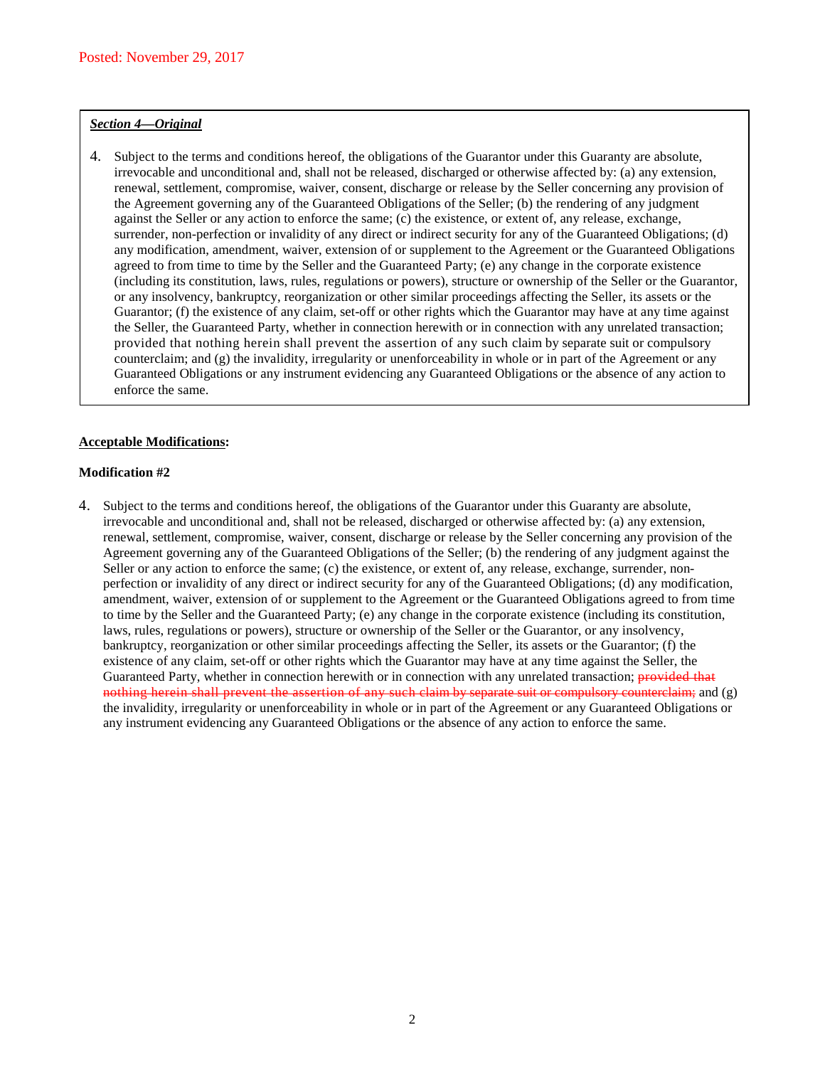Posted: November 29, 2017

***Section 4—Original***

4. Subject to the terms and conditions hereof, the obligations of the Guarantor under this Guaranty are absolute, irrevocable and unconditional and, shall not be released, discharged or otherwise affected by: (a) any extension, renewal, settlement, compromise, waiver, consent, discharge or release by the Seller concerning any provision of the Agreement governing any of the Guaranteed Obligations of the Seller; (b) the rendering of any judgment against the Seller or any action to enforce the same; (c) the existence, or extent of, any release, exchange, surrender, non-perfection or invalidity of any direct or indirect security for any of the Guaranteed Obligations; (d) any modification, amendment, waiver, extension of or supplement to the Agreement or the Guaranteed Obligations agreed to from time to time by the Seller and the Guaranteed Party; (e) any change in the corporate existence (including its constitution, laws, rules, regulations or powers), structure or ownership of the Seller or the Guarantor, or any insolvency, bankruptcy, reorganization or other similar proceedings affecting the Seller, its assets or the Guarantor; (f) the existence of any claim, set-off or other rights which the Guarantor may have at any time against the Seller, the Guaranteed Party, whether in connection herewith or in connection with any unrelated transaction; provided that nothing herein shall prevent the assertion of any such claim by separate suit or compulsory counterclaim; and (g) the invalidity, irregularity or unenforceability in whole or in part of the Agreement or any Guaranteed Obligations or any instrument evidencing any Guaranteed Obligations or the absence of any action to enforce the same.

**Acceptable Modifications:**

**Modification #2**

4. Subject to the terms and conditions hereof, the obligations of the Guarantor under this Guaranty are absolute, irrevocable and unconditional and, shall not be released, discharged or otherwise affected by: (a) any extension, renewal, settlement, compromise, waiver, consent, discharge or release by the Seller concerning any provision of the Agreement governing any of the Guaranteed Obligations of the Seller; (b) the rendering of any judgment against the Seller or any action to enforce the same; (c) the existence, or extent of, any release, exchange, surrender, non-perfection or invalidity of any direct or indirect security for any of the Guaranteed Obligations; (d) any modification, amendment, waiver, extension of or supplement to the Agreement or the Guaranteed Obligations agreed to from time to time by the Seller and the Guaranteed Party; (e) any change in the corporate existence (including its constitution, laws, rules, regulations or powers), structure or ownership of the Seller or the Guarantor, or any insolvency, bankruptcy, reorganization or other similar proceedings affecting the Seller, its assets or the Guarantor; (f) the existence of any claim, set-off or other rights which the Guarantor may have at any time against the Seller, the Guaranteed Party, whether in connection herewith or in connection with any unrelated transaction; ~~provided that nothing herein shall prevent the assertion of any such claim by separate suit or compulsory counterclaim;~~ and (g) the invalidity, irregularity or unenforceability in whole or in part of the Agreement or any Guaranteed Obligations or any instrument evidencing any Guaranteed Obligations or the absence of any action to enforce the same.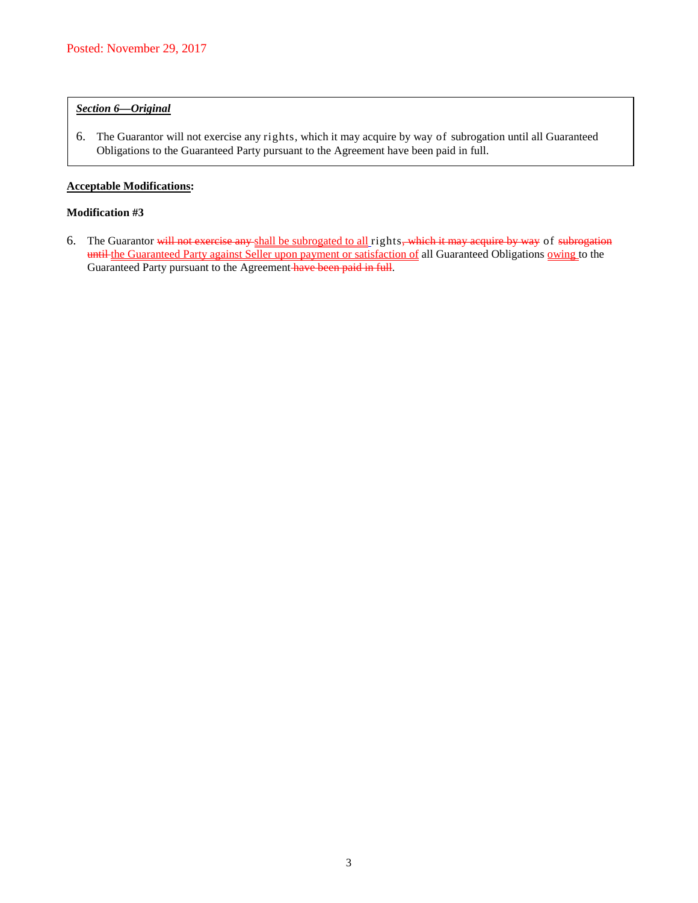| ***Section 6—Original*** |
| --- |
| 6. The Guarantor will not exercise any rights, which it may acquire by way of subrogation until all Guaranteed Obligations to the Guaranteed Party pursuant to the Agreement have been paid in full. |

**<u>Acceptable Modifications</u>:**

**Modification #3**

6. The Guarantor ~~will not exercise any~~ <u>shall be subrogated to all</u> rights~~, which it may acquire by way~~ of ~~subrogation until~~ <u>the Guaranteed Party against Seller upon payment or satisfaction of</u> all Guaranteed Obligations <u>owing</u> to the Guaranteed Party pursuant to the Agreement ~~have been paid in full~~.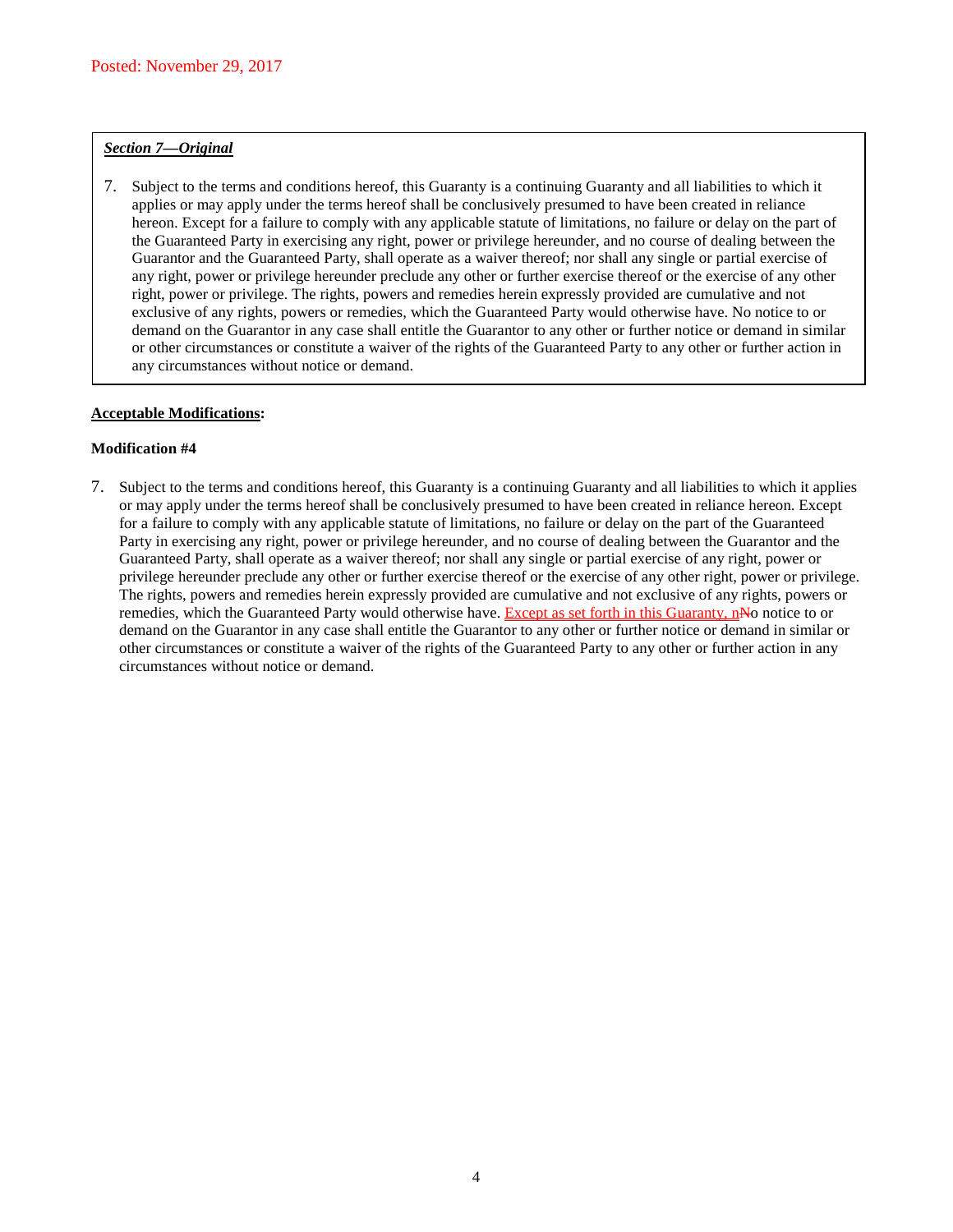Posted: November 29, 2017

***Section 7—Original***

7. Subject to the terms and conditions hereof, this Guaranty is a continuing Guaranty and all liabilities to which it applies or may apply under the terms hereof shall be conclusively presumed to have been created in reliance hereon. Except for a failure to comply with any applicable statute of limitations, no failure or delay on the part of the Guaranteed Party in exercising any right, power or privilege hereunder, and no course of dealing between the Guarantor and the Guaranteed Party, shall operate as a waiver thereof; nor shall any single or partial exercise of any right, power or privilege hereunder preclude any other or further exercise thereof or the exercise of any other right, power or privilege. The rights, powers and remedies herein expressly provided are cumulative and not exclusive of any rights, powers or remedies, which the Guaranteed Party would otherwise have. No notice to or demand on the Guarantor in any case shall entitle the Guarantor to any other or further notice or demand in similar or other circumstances or constitute a waiver of the rights of the Guaranteed Party to any other or further action in any circumstances without notice or demand.

**Acceptable Modifications:**

**Modification #4**

7. Subject to the terms and conditions hereof, this Guaranty is a continuing Guaranty and all liabilities to which it applies or may apply under the terms hereof shall be conclusively presumed to have been created in reliance hereon. Except for a failure to comply with any applicable statute of limitations, no failure or delay on the part of the Guaranteed Party in exercising any right, power or privilege hereunder, and no course of dealing between the Guarantor and the Guaranteed Party, shall operate as a waiver thereof; nor shall any single or partial exercise of any right, power or privilege hereunder preclude any other or further exercise thereof or the exercise of any other right, power or privilege. The rights, powers and remedies herein expressly provided are cumulative and not exclusive of any rights, powers or remedies, which the Guaranteed Party would otherwise have. Except as set forth in this Guaranty, n~~N~~o notice to or demand on the Guarantor in any case shall entitle the Guarantor to any other or further notice or demand in similar or other circumstances or constitute a waiver of the rights of the Guaranteed Party to any other or further action in any circumstances without notice or demand.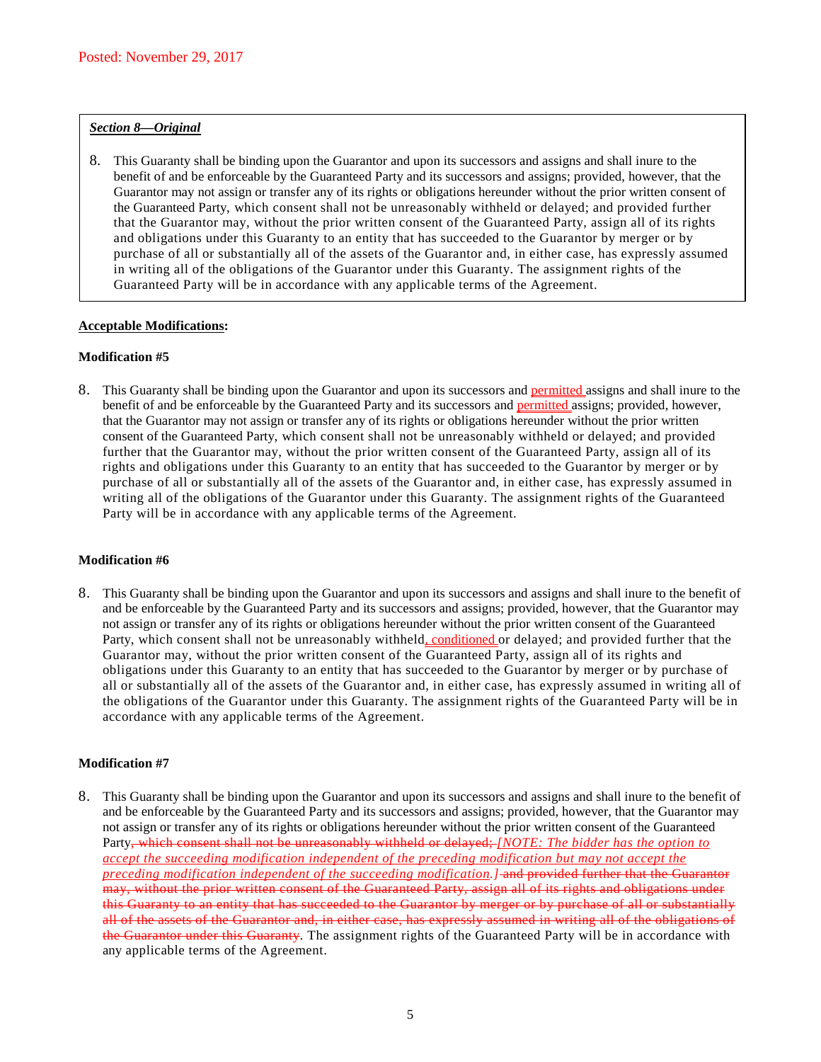***Section 8—Original***

8. This Guaranty shall be binding upon the Guarantor and upon its successors and assigns and shall inure to the benefit of and be enforceable by the Guaranteed Party and its successors and assigns; provided, however, that the Guarantor may not assign or transfer any of its rights or obligations hereunder without the prior written consent of the Guaranteed Party, which consent shall not be unreasonably withheld or delayed; and provided further that the Guarantor may, without the prior written consent of the Guaranteed Party, assign all of its rights and obligations under this Guaranty to an entity that has succeeded to the Guarantor by merger or by purchase of all or substantially all of the assets of the Guarantor and, in either case, has expressly assumed in writing all of the obligations of the Guarantor under this Guaranty. The assignment rights of the Guaranteed Party will be in accordance with any applicable terms of the Agreement.

**Acceptable Modifications:**

**Modification #5**

8. This Guaranty shall be binding upon the Guarantor and upon its successors and <u>permitted</u> assigns and shall inure to the benefit of and be enforceable by the Guaranteed Party and its successors and <u>permitted</u> assigns; provided, however, that the Guarantor may not assign or transfer any of its rights or obligations hereunder without the prior written consent of the Guaranteed Party, which consent shall not be unreasonably withheld or delayed; and provided further that the Guarantor may, without the prior written consent of the Guaranteed Party, assign all of its rights and obligations under this Guaranty to an entity that has succeeded to the Guarantor by merger or by purchase of all or substantially all of the assets of the Guarantor and, in either case, has expressly assumed in writing all of the obligations of the Guarantor under this Guaranty. The assignment rights of the Guaranteed Party will be in accordance with any applicable terms of the Agreement.

**Modification #6**

8. This Guaranty shall be binding upon the Guarantor and upon its successors and assigns and shall inure to the benefit of and be enforceable by the Guaranteed Party and its successors and assigns; provided, however, that the Guarantor may not assign or transfer any of its rights or obligations hereunder without the prior written consent of the Guaranteed Party, which consent shall not be unreasonably withheld<u>, conditioned</u> or delayed; and provided further that the Guarantor may, without the prior written consent of the Guaranteed Party, assign all of its rights and obligations under this Guaranty to an entity that has succeeded to the Guarantor by merger or by purchase of all or substantially all of the assets of the Guarantor and, in either case, has expressly assumed in writing all of the obligations of the Guarantor under this Guaranty. The assignment rights of the Guaranteed Party will be in accordance with any applicable terms of the Agreement.

**Modification #7**

8. This Guaranty shall be binding upon the Guarantor and upon its successors and assigns and shall inure to the benefit of and be enforceable by the Guaranteed Party and its successors and assigns; provided, however, that the Guarantor may not assign or transfer any of its rights or obligations hereunder without the prior written consent of the Guaranteed Party~~, which consent shall not be unreasonably withheld or delayed;~~ <u>*[NOTE: The bidder has the option to accept the succeeding modification independent of the preceding modification but may not accept the preceding modification independent of the succeeding modification.]*</u> ~~and provided further that the Guarantor may, without the prior written consent of the Guaranteed Party, assign all of its rights and obligations under this Guaranty to an entity that has succeeded to the Guarantor by merger or by purchase of all or substantially all of the assets of the Guarantor and, in either case, has expressly assumed in writing all of the obligations of the Guarantor under this Guaranty~~. The assignment rights of the Guaranteed Party will be in accordance with any applicable terms of the Agreement.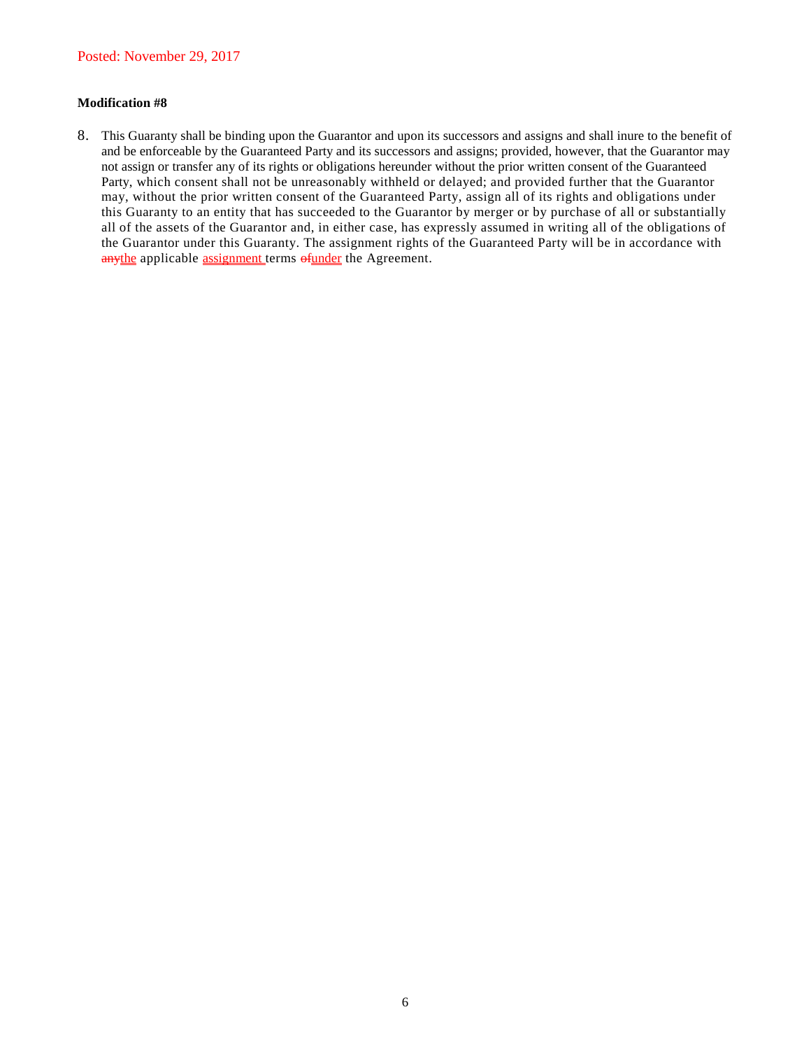Posted: November 29, 2017

**Modification #8**

8. This Guaranty shall be binding upon the Guarantor and upon its successors and assigns and shall inure to the benefit of and be enforceable by the Guaranteed Party and its successors and assigns; provided, however, that the Guarantor may not assign or transfer any of its rights or obligations hereunder without the prior written consent of the Guaranteed Party, which consent shall not be unreasonably withheld or delayed; and provided further that the Guarantor may, without the prior written consent of the Guaranteed Party, assign all of its rights and obligations under this Guaranty to an entity that has succeeded to the Guarantor by merger or by purchase of all or substantially all of the assets of the Guarantor and, in either case, has expressly assumed in writing all of the obligations of the Guarantor under this Guaranty. The assignment rights of the Guaranteed Party will be in accordance with ~~any~~<u>the</u> applicable <u>assignment</u> terms ~~of~~<u>under</u> the Agreement.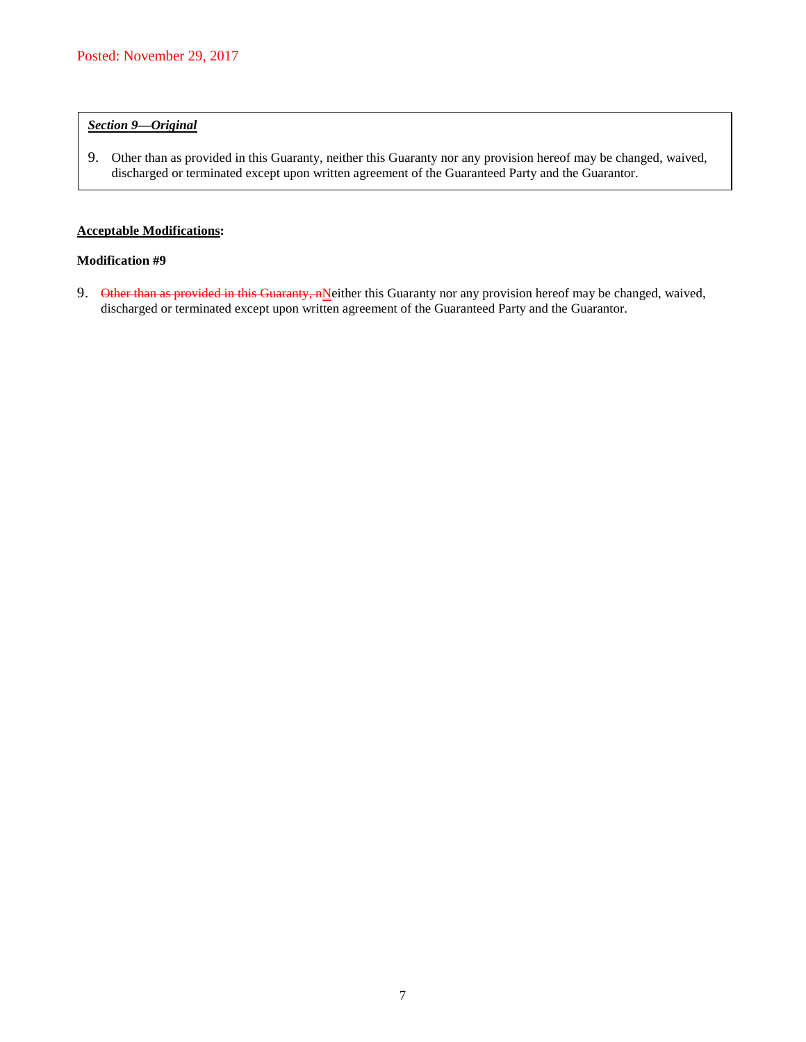Posted: November 29, 2017

***Section 9—Original***

9. Other than as provided in this Guaranty, neither this Guaranty nor any provision hereof may be changed, waived, discharged or terminated except upon written agreement of the Guaranteed Party and the Guarantor.

**Acceptable Modifications:**

**Modification #9**

9. ~~Other than as provided in this Guaranty, n~~Neither this Guaranty nor any provision hereof may be changed, waived, discharged or terminated except upon written agreement of the Guaranteed Party and the Guarantor.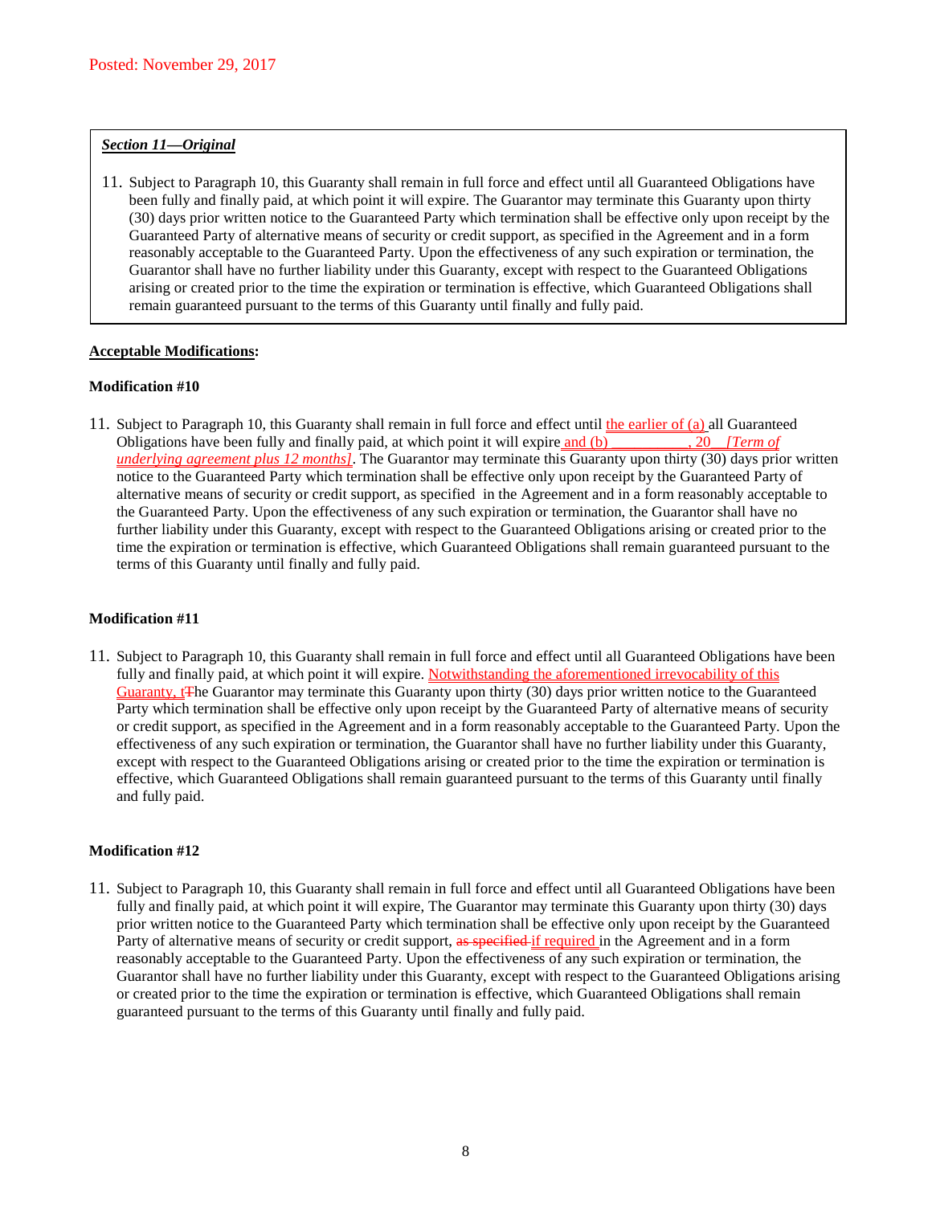Posted: November 29, 2017

***Section 11—Original***

11. Subject to Paragraph 10, this Guaranty shall remain in full force and effect until all Guaranteed Obligations have been fully and finally paid, at which point it will expire. The Guarantor may terminate this Guaranty upon thirty (30) days prior written notice to the Guaranteed Party which termination shall be effective only upon receipt by the Guaranteed Party of alternative means of security or credit support, as specified in the Agreement and in a form reasonably acceptable to the Guaranteed Party. Upon the effectiveness of any such expiration or termination, the Guarantor shall have no further liability under this Guaranty, except with respect to the Guaranteed Obligations arising or created prior to the time the expiration or termination is effective, which Guaranteed Obligations shall remain guaranteed pursuant to the terms of this Guaranty until finally and fully paid.

**Acceptable Modifications:**

**Modification #10**

11. Subject to Paragraph 10, this Guaranty shall remain in full force and effect until <u>the earlier of (a)</u> all Guaranteed Obligations have been fully and finally paid, at which point it will expire <u>and (b) ___________, 20__ *[Term of underlying agreement plus 12 months]*</u>. The Guarantor may terminate this Guaranty upon thirty (30) days prior written notice to the Guaranteed Party which termination shall be effective only upon receipt by the Guaranteed Party of alternative means of security or credit support, as specified in the Agreement and in a form reasonably acceptable to the Guaranteed Party. Upon the effectiveness of any such expiration or termination, the Guarantor shall have no further liability under this Guaranty, except with respect to the Guaranteed Obligations arising or created prior to the time the expiration or termination is effective, which Guaranteed Obligations shall remain guaranteed pursuant to the terms of this Guaranty until finally and fully paid.

**Modification #11**

11. Subject to Paragraph 10, this Guaranty shall remain in full force and effect until all Guaranteed Obligations have been fully and finally paid, at which point it will expire. <u>Notwithstanding the aforementioned irrevocability of this Guaranty, t</u>~~T~~he Guarantor may terminate this Guaranty upon thirty (30) days prior written notice to the Guaranteed Party which termination shall be effective only upon receipt by the Guaranteed Party of alternative means of security or credit support, as specified in the Agreement and in a form reasonably acceptable to the Guaranteed Party. Upon the effectiveness of any such expiration or termination, the Guarantor shall have no further liability under this Guaranty, except with respect to the Guaranteed Obligations arising or created prior to the time the expiration or termination is effective, which Guaranteed Obligations shall remain guaranteed pursuant to the terms of this Guaranty until finally and fully paid.

**Modification #12**

11. Subject to Paragraph 10, this Guaranty shall remain in full force and effect until all Guaranteed Obligations have been fully and finally paid, at which point it will expire, The Guarantor may terminate this Guaranty upon thirty (30) days prior written notice to the Guaranteed Party which termination shall be effective only upon receipt by the Guaranteed Party of alternative means of security or credit support, ~~as specified~~ <u>if required</u> in the Agreement and in a form reasonably acceptable to the Guaranteed Party. Upon the effectiveness of any such expiration or termination, the Guarantor shall have no further liability under this Guaranty, except with respect to the Guaranteed Obligations arising or created prior to the time the expiration or termination is effective, which Guaranteed Obligations shall remain guaranteed pursuant to the terms of this Guaranty until finally and fully paid.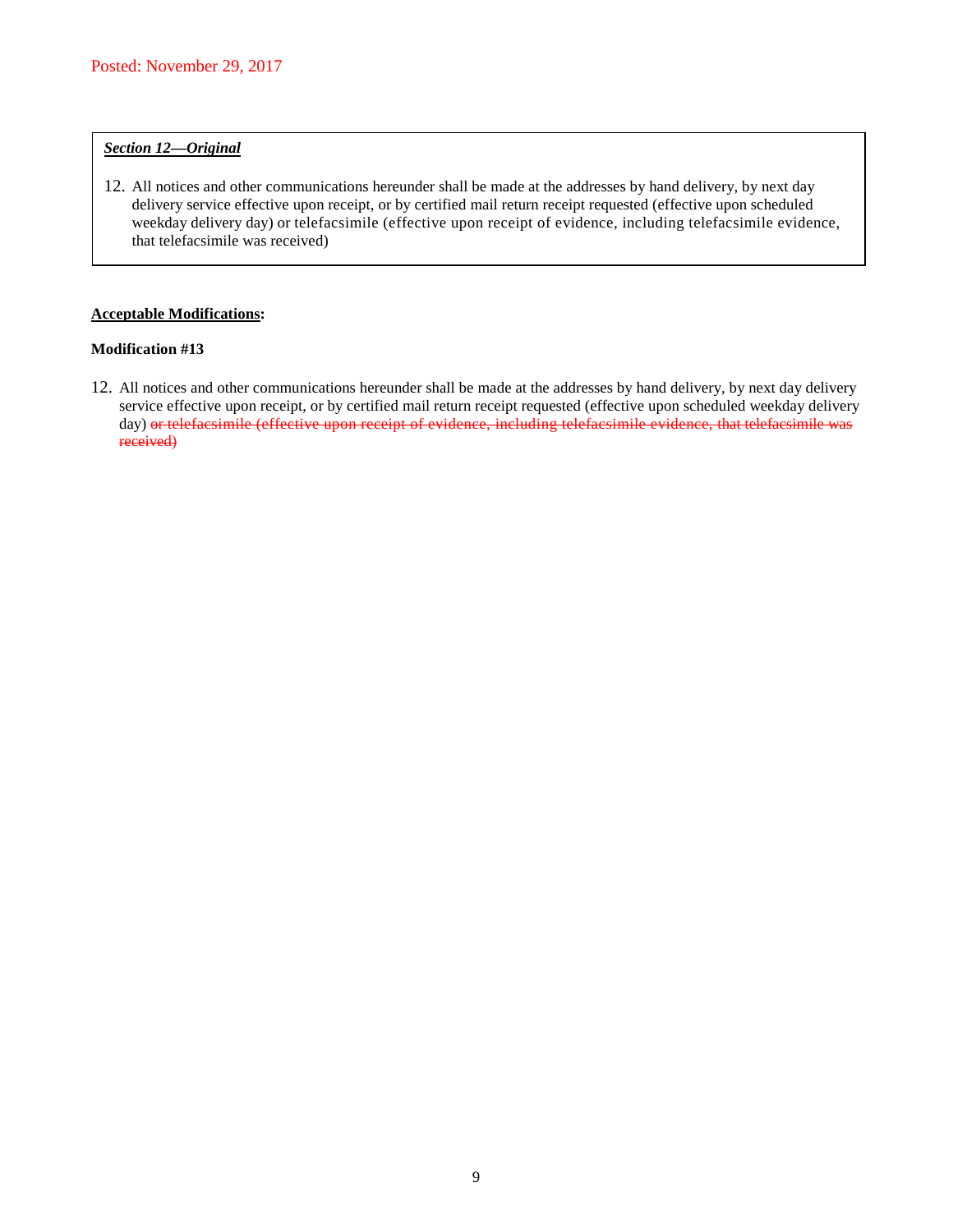Posted: November 29, 2017

***Section 12—Original***

12. All notices and other communications hereunder shall be made at the addresses by hand delivery, by next day delivery service effective upon receipt, or by certified mail return receipt requested (effective upon scheduled weekday delivery day) or telefacsimile (effective upon receipt of evidence, including telefacsimile evidence, that telefacsimile was received)

**Acceptable Modifications:**

**Modification #13**

12. All notices and other communications hereunder shall be made at the addresses by hand delivery, by next day delivery service effective upon receipt, or by certified mail return receipt requested (effective upon scheduled weekday delivery day) ~~or telefacsimile (effective upon receipt of evidence, including telefacsimile evidence, that telefacsimile was received)~~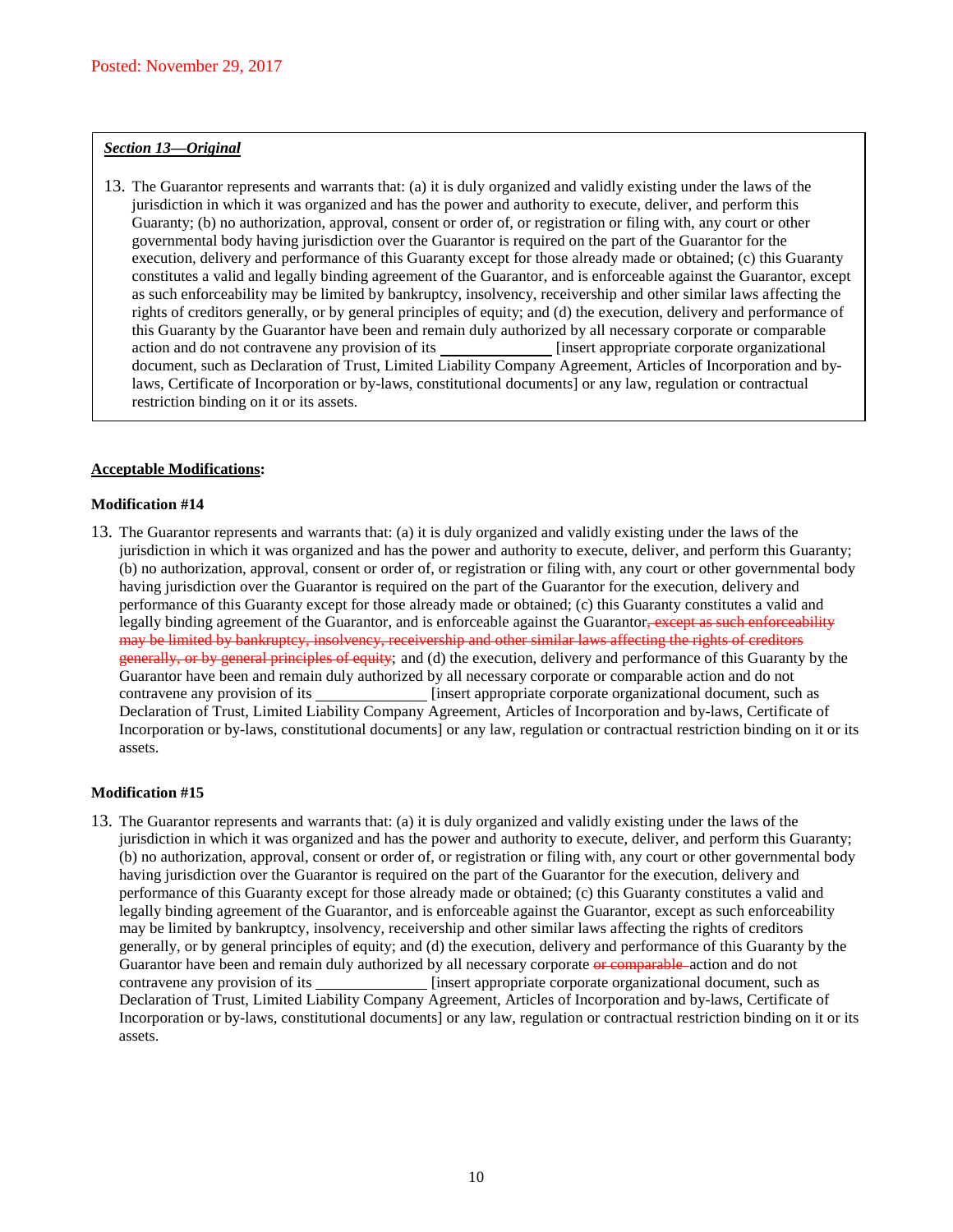Posted: November 29, 2017

***Section 13—Original***

13. The Guarantor represents and warrants that: (a) it is duly organized and validly existing under the laws of the jurisdiction in which it was organized and has the power and authority to execute, deliver, and perform this Guaranty; (b) no authorization, approval, consent or order of, or registration or filing with, any court or other governmental body having jurisdiction over the Guarantor is required on the part of the Guarantor for the execution, delivery and performance of this Guaranty except for those already made or obtained; (c) this Guaranty constitutes a valid and legally binding agreement of the Guarantor, and is enforceable against the Guarantor, except as such enforceability may be limited by bankruptcy, insolvency, receivership and other similar laws affecting the rights of creditors generally, or by general principles of equity; and (d) the execution, delivery and performance of this Guaranty by the Guarantor have been and remain duly authorized by all necessary corporate or comparable action and do not contravene any provision of its ______________ [insert appropriate corporate organizational document, such as Declaration of Trust, Limited Liability Company Agreement, Articles of Incorporation and by-laws, Certificate of Incorporation or by-laws, constitutional documents] or any law, regulation or contractual restriction binding on it or its assets.

**Acceptable Modifications:**

**Modification #14**

13. The Guarantor represents and warrants that: (a) it is duly organized and validly existing under the laws of the jurisdiction in which it was organized and has the power and authority to execute, deliver, and perform this Guaranty; (b) no authorization, approval, consent or order of, or registration or filing with, any court or other governmental body having jurisdiction over the Guarantor is required on the part of the Guarantor for the execution, delivery and performance of this Guaranty except for those already made or obtained; (c) this Guaranty constitutes a valid and legally binding agreement of the Guarantor, and is enforceable against the Guarantor~~, except as such enforceability may be limited by bankruptcy, insolvency, receivership and other similar laws affecting the rights of creditors generally, or by general principles of equity~~; and (d) the execution, delivery and performance of this Guaranty by the Guarantor have been and remain duly authorized by all necessary corporate or comparable action and do not contravene any provision of its ______________ [insert appropriate corporate organizational document, such as Declaration of Trust, Limited Liability Company Agreement, Articles of Incorporation and by-laws, Certificate of Incorporation or by-laws, constitutional documents] or any law, regulation or contractual restriction binding on it or its assets.

**Modification #15**

13. The Guarantor represents and warrants that: (a) it is duly organized and validly existing under the laws of the jurisdiction in which it was organized and has the power and authority to execute, deliver, and perform this Guaranty; (b) no authorization, approval, consent or order of, or registration or filing with, any court or other governmental body having jurisdiction over the Guarantor is required on the part of the Guarantor for the execution, delivery and performance of this Guaranty except for those already made or obtained; (c) this Guaranty constitutes a valid and legally binding agreement of the Guarantor, and is enforceable against the Guarantor, except as such enforceability may be limited by bankruptcy, insolvency, receivership and other similar laws affecting the rights of creditors generally, or by general principles of equity; and (d) the execution, delivery and performance of this Guaranty by the Guarantor have been and remain duly authorized by all necessary corporate ~~or comparable~~ action and do not contravene any provision of its ______________ [insert appropriate corporate organizational document, such as Declaration of Trust, Limited Liability Company Agreement, Articles of Incorporation and by-laws, Certificate of Incorporation or by-laws, constitutional documents] or any law, regulation or contractual restriction binding on it or its assets.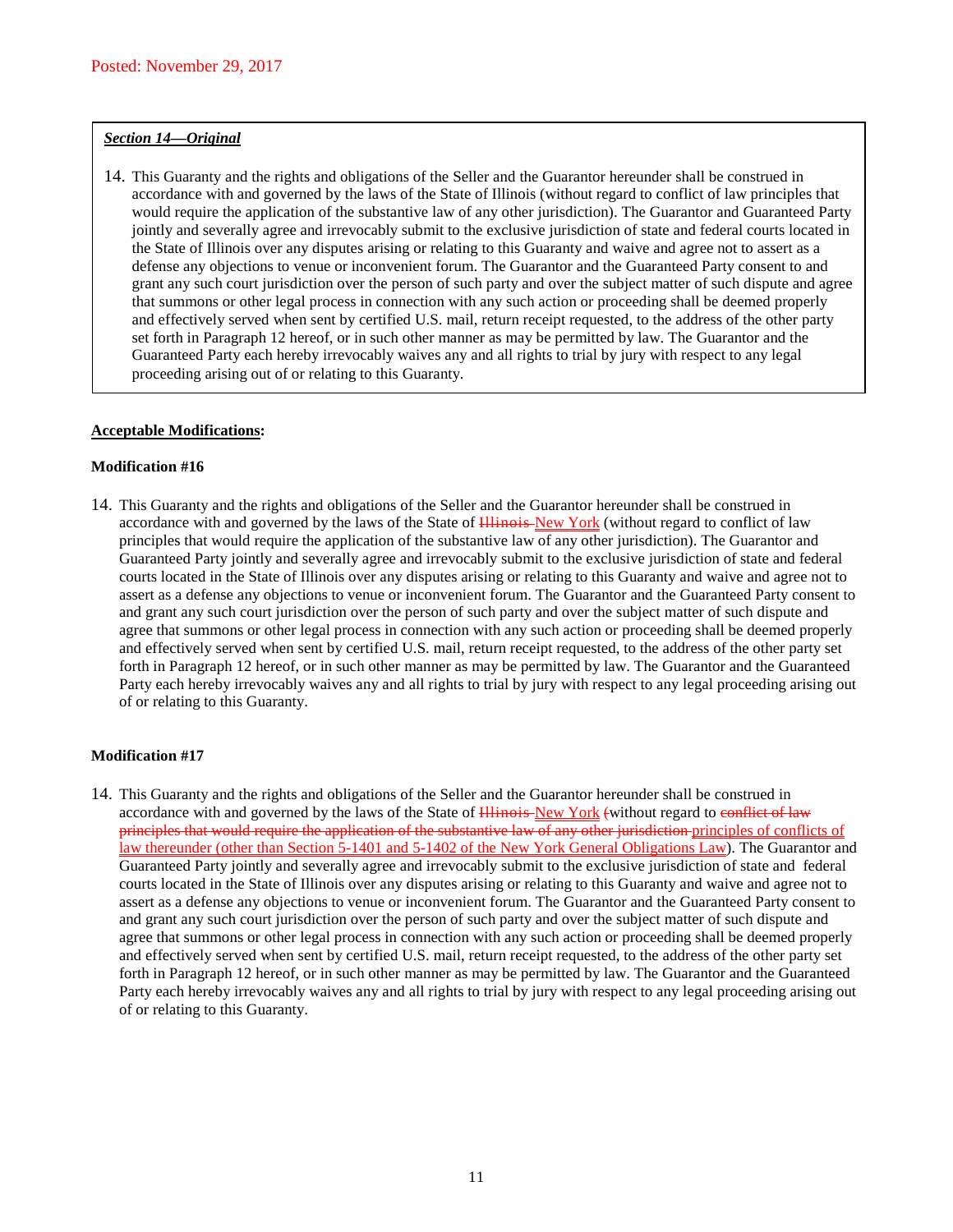Posted: November 29, 2017

***Section 14—Original***

14. This Guaranty and the rights and obligations of the Seller and the Guarantor hereunder shall be construed in accordance with and governed by the laws of the State of Illinois (without regard to conflict of law principles that would require the application of the substantive law of any other jurisdiction). The Guarantor and Guaranteed Party jointly and severally agree and irrevocably submit to the exclusive jurisdiction of state and federal courts located in the State of Illinois over any disputes arising or relating to this Guaranty and waive and agree not to assert as a defense any objections to venue or inconvenient forum. The Guarantor and the Guaranteed Party consent to and grant any such court jurisdiction over the person of such party and over the subject matter of such dispute and agree that summons or other legal process in connection with any such action or proceeding shall be deemed properly and effectively served when sent by certified U.S. mail, return receipt requested, to the address of the other party set forth in Paragraph 12 hereof, or in such other manner as may be permitted by law. The Guarantor and the Guaranteed Party each hereby irrevocably waives any and all rights to trial by jury with respect to any legal proceeding arising out of or relating to this Guaranty.

**Acceptable Modifications:**

**Modification #16**

14. This Guaranty and the rights and obligations of the Seller and the Guarantor hereunder shall be construed in accordance with and governed by the laws of the State of ~~Illinois~~ New York (without regard to conflict of law principles that would require the application of the substantive law of any other jurisdiction). The Guarantor and Guaranteed Party jointly and severally agree and irrevocably submit to the exclusive jurisdiction of state and federal courts located in the State of Illinois over any disputes arising or relating to this Guaranty and waive and agree not to assert as a defense any objections to venue or inconvenient forum. The Guarantor and the Guaranteed Party consent to and grant any such court jurisdiction over the person of such party and over the subject matter of such dispute and agree that summons or other legal process in connection with any such action or proceeding shall be deemed properly and effectively served when sent by certified U.S. mail, return receipt requested, to the address of the other party set forth in Paragraph 12 hereof, or in such other manner as may be permitted by law. The Guarantor and the Guaranteed Party each hereby irrevocably waives any and all rights to trial by jury with respect to any legal proceeding arising out of or relating to this Guaranty.

**Modification #17**

14. This Guaranty and the rights and obligations of the Seller and the Guarantor hereunder shall be construed in accordance with and governed by the laws of the State of ~~Illinois~~ New York ~~(~~without regard to ~~conflict of law principles that would require the application of the substantive law of any other jurisdiction~~ principles of conflicts of law thereunder (other than Section 5-1401 and 5-1402 of the New York General Obligations Law). The Guarantor and Guaranteed Party jointly and severally agree and irrevocably submit to the exclusive jurisdiction of state and federal courts located in the State of Illinois over any disputes arising or relating to this Guaranty and waive and agree not to assert as a defense any objections to venue or inconvenient forum. The Guarantor and the Guaranteed Party consent to and grant any such court jurisdiction over the person of such party and over the subject matter of such dispute and agree that summons or other legal process in connection with any such action or proceeding shall be deemed properly and effectively served when sent by certified U.S. mail, return receipt requested, to the address of the other party set forth in Paragraph 12 hereof, or in such other manner as may be permitted by law. The Guarantor and the Guaranteed Party each hereby irrevocably waives any and all rights to trial by jury with respect to any legal proceeding arising out of or relating to this Guaranty.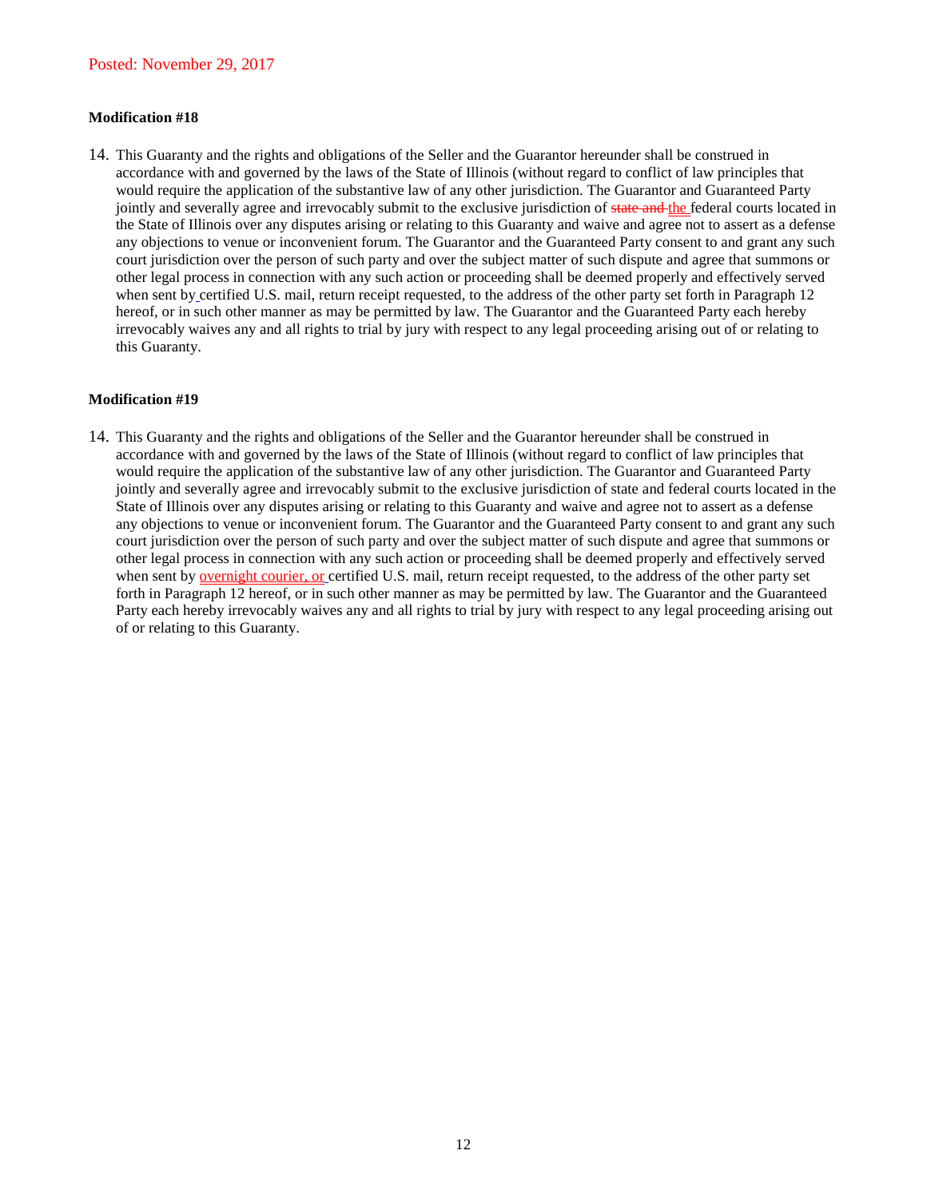Posted: November 29, 2017

**Modification #18**

14. This Guaranty and the rights and obligations of the Seller and the Guarantor hereunder shall be construed in accordance with and governed by the laws of the State of Illinois (without regard to conflict of law principles that would require the application of the substantive law of any other jurisdiction. The Guarantor and Guaranteed Party jointly and severally agree and irrevocably submit to the exclusive jurisdiction of ~~state and~~ the federal courts located in the State of Illinois over any disputes arising or relating to this Guaranty and waive and agree not to assert as a defense any objections to venue or inconvenient forum. The Guarantor and the Guaranteed Party consent to and grant any such court jurisdiction over the person of such party and over the subject matter of such dispute and agree that summons or other legal process in connection with any such action or proceeding shall be deemed properly and effectively served when sent by certified U.S. mail, return receipt requested, to the address of the other party set forth in Paragraph 12 hereof, or in such other manner as may be permitted by law. The Guarantor and the Guaranteed Party each hereby irrevocably waives any and all rights to trial by jury with respect to any legal proceeding arising out of or relating to this Guaranty.

**Modification #19**

14. This Guaranty and the rights and obligations of the Seller and the Guarantor hereunder shall be construed in accordance with and governed by the laws of the State of Illinois (without regard to conflict of law principles that would require the application of the substantive law of any other jurisdiction. The Guarantor and Guaranteed Party jointly and severally agree and irrevocably submit to the exclusive jurisdiction of state and federal courts located in the State of Illinois over any disputes arising or relating to this Guaranty and waive and agree not to assert as a defense any objections to venue or inconvenient forum. The Guarantor and the Guaranteed Party consent to and grant any such court jurisdiction over the person of such party and over the subject matter of such dispute and agree that summons or other legal process in connection with any such action or proceeding shall be deemed properly and effectively served when sent by overnight courier, or certified U.S. mail, return receipt requested, to the address of the other party set forth in Paragraph 12 hereof, or in such other manner as may be permitted by law. The Guarantor and the Guaranteed Party each hereby irrevocably waives any and all rights to trial by jury with respect to any legal proceeding arising out of or relating to this Guaranty.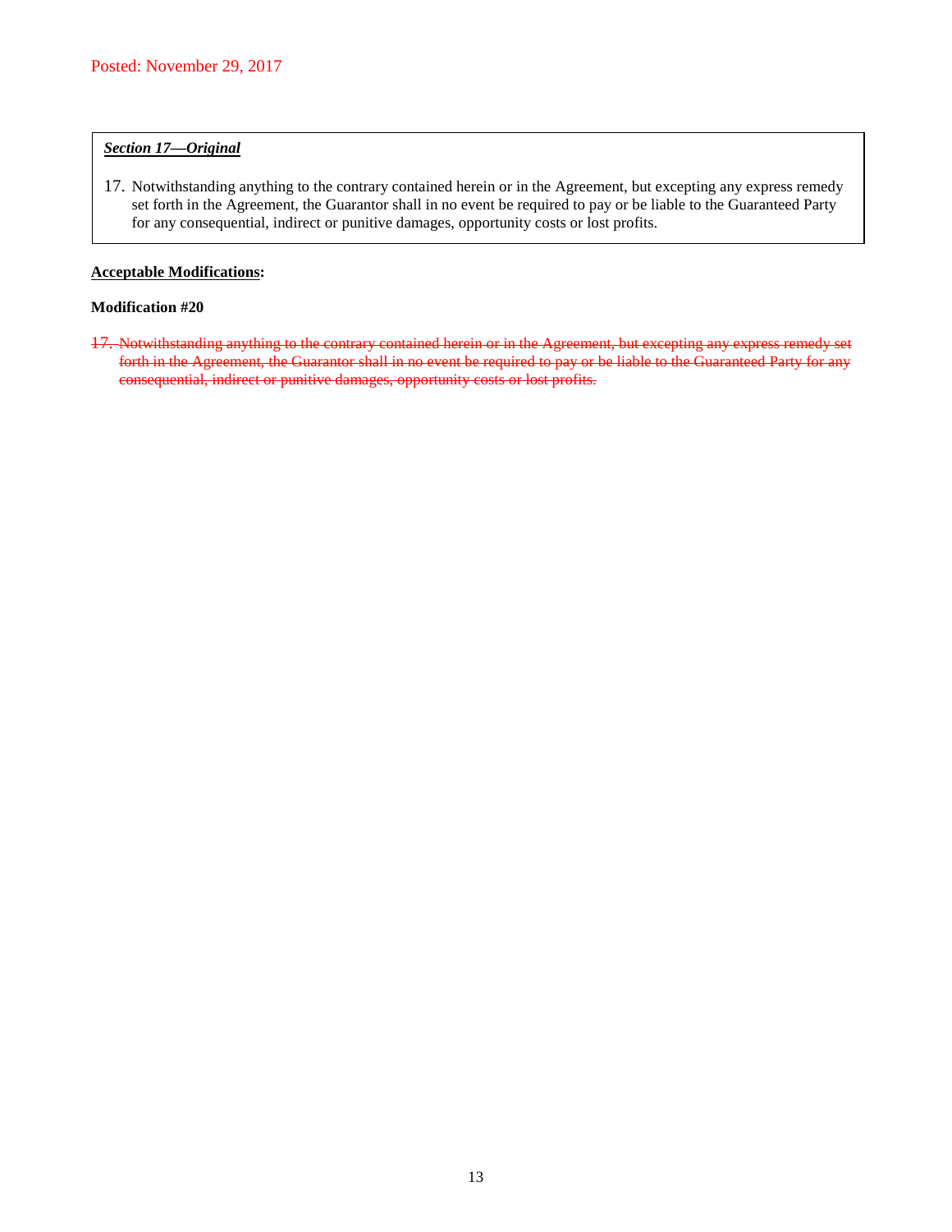Posted: November 29, 2017

***Section 17—Original***

17. Notwithstanding anything to the contrary contained herein or in the Agreement, but excepting any express remedy set forth in the Agreement, the Guarantor shall in no event be required to pay or be liable to the Guaranteed Party for any consequential, indirect or punitive damages, opportunity costs or lost profits.

**Acceptable Modifications:**

**Modification #20**

~~17. Notwithstanding anything to the contrary contained herein or in the Agreement, but excepting any express remedy set forth in the Agreement, the Guarantor shall in no event be required to pay or be liable to the Guaranteed Party for any consequential, indirect or punitive damages, opportunity costs or lost profits.~~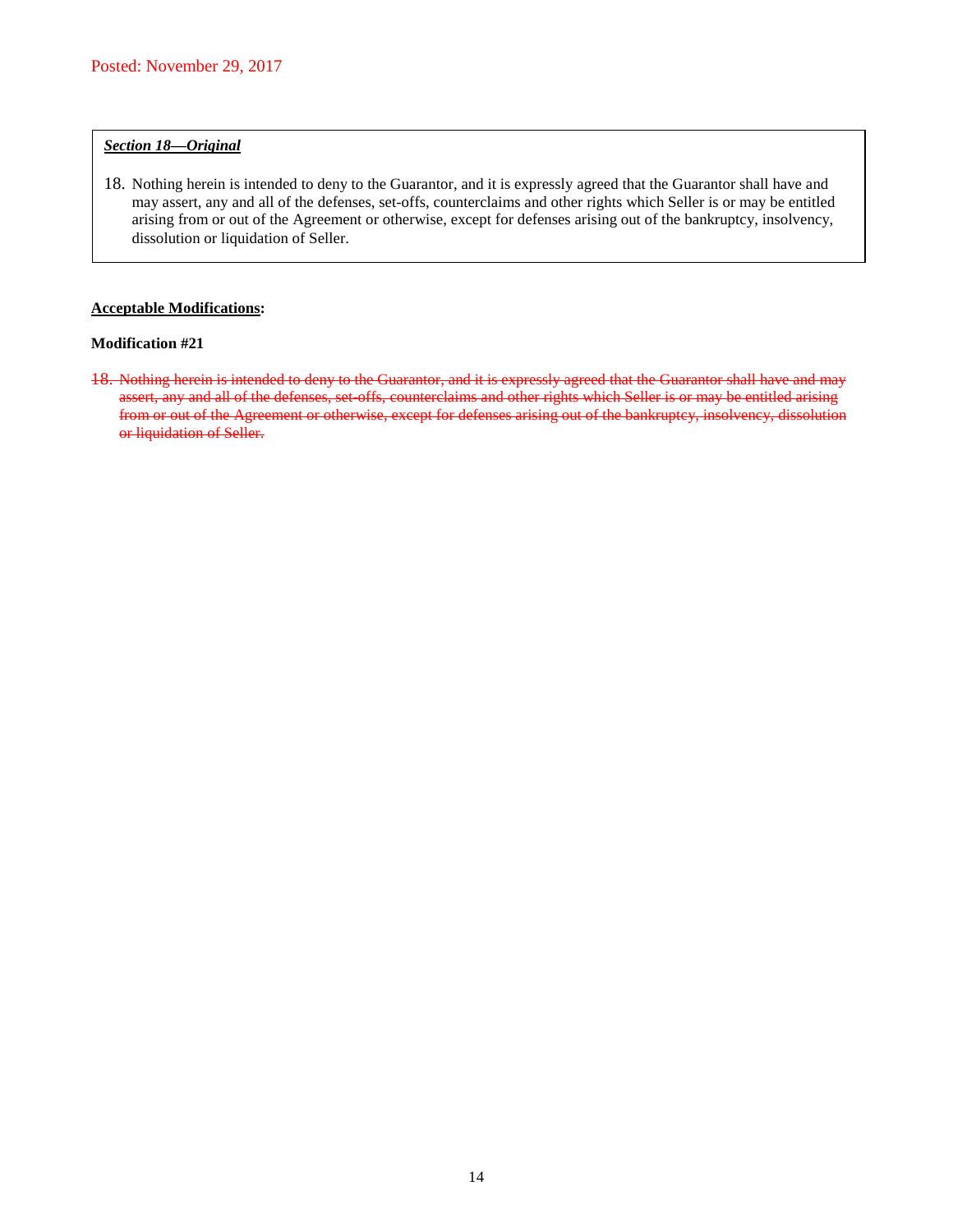Posted: November 29, 2017

***Section 18—Original***

18. Nothing herein is intended to deny to the Guarantor, and it is expressly agreed that the Guarantor shall have and may assert, any and all of the defenses, set-offs, counterclaims and other rights which Seller is or may be entitled arising from or out of the Agreement or otherwise, except for defenses arising out of the bankruptcy, insolvency, dissolution or liquidation of Seller.

**Acceptable Modifications:**

**Modification #21**

~~18. Nothing herein is intended to deny to the Guarantor, and it is expressly agreed that the Guarantor shall have and may assert, any and all of the defenses, set-offs, counterclaims and other rights which Seller is or may be entitled arising from or out of the Agreement or otherwise, except for defenses arising out of the bankruptcy, insolvency, dissolution or liquidation of Seller.~~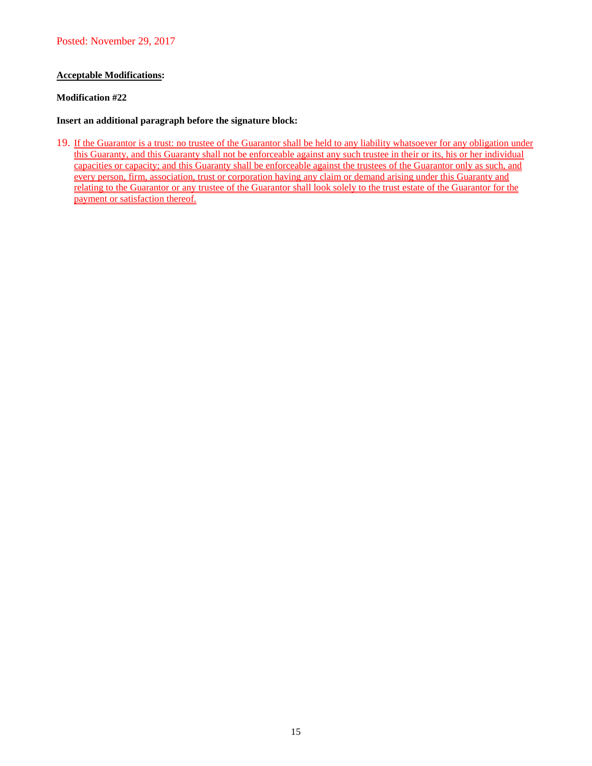Posted: November 29, 2017

**<u>Acceptable Modifications</u>:**

**Modification #22**

**Insert an additional paragraph before the signature block:**

19. <u>If the Guarantor is a trust: no trustee of the Guarantor shall be held to any liability whatsoever for any obligation under this Guaranty, and this Guaranty shall not be enforceable against any such trustee in their or its, his or her individual capacities or capacity; and this Guaranty shall be enforceable against the trustees of the Guarantor only as such, and every person, firm, association, trust or corporation having any claim or demand arising under this Guaranty and relating to the Guarantor or any trustee of the Guarantor shall look solely to the trust estate of the Guarantor for the payment or satisfaction thereof.</u>